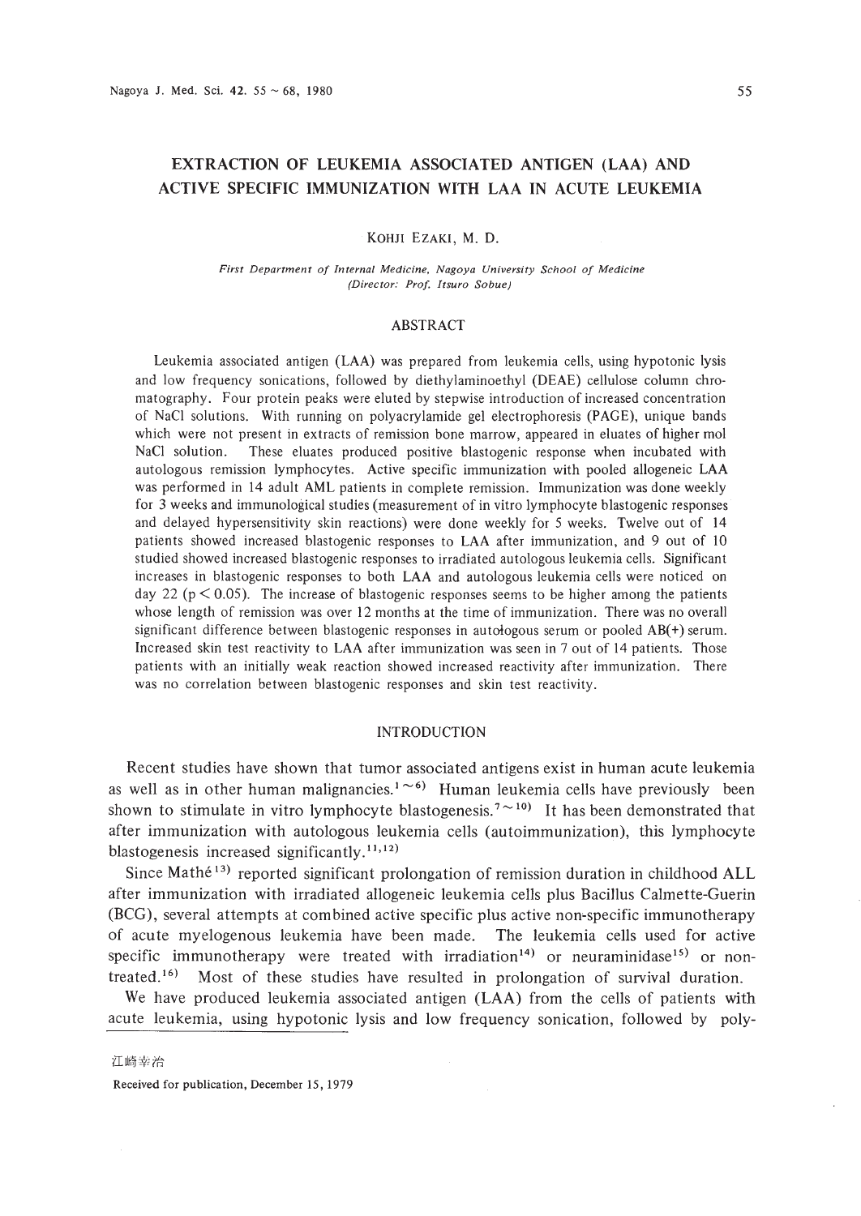# EXTRACTION OF LEUKEMIA ASSOCIATED ANTIGEN (LAA) AND ACTIVE SPECIFIC IMMUNIZATION WITH LAA IN ACUTE LEUKEMIA

KOHJI EZAKI, M. D.

*First Department of Internal Medicine, Nagoya University School of Medicine (Director: Prof. Itsuro Sobue)*

## ABSTRACT

Leukemia associated antigen (LAA) was prepared from leukemia cells, using hypotonic lysis and low frequency sonications, followed by diethylaminoethyl (DEAE) cellulose column chromatography. Four protein peaks were eluted by stepwise introduction of increased concentration of NaCl solutions. With running on polyacrylamide gel electrophoresis (PAGE), unique bands which were not present in extracts of remission bone marrow, appeared in eluates of higher mol NaCl solution. These eluates produced positive blastogenic response when incubated with autologous remission lymphocytes. Active specific immunization with pooled allogeneic LAA was performed in 14 adult AML patients in complete remission. Immunization was done weekly for 3 weeks and immunological studies (measurement of in vitro lymphocyte blastogenic responses and delayed hypersensitivity skin reactions) were done weekly for 5 weeks. Twelve out of 14 patients showed increased blastogenic responses to LAA after immunization, and 9 out of 10 studied showed increased blastogenic responses to irradiated autologous leukemia cells. Significant increases in blastogenic responses to both LAA and autologous leukemia cells were noticed on day 22 ($p < 0.05$). The increase of blastogenic responses seems to be higher among the patients whose length of remission was over 12 months at the time of immunization. There was no overall significant difference between blastogenic responses in autologous serum or pooled AB(+) serum. Increased skin test reactivity to LAA after immunization was seen in 7 out of 14 patients. Those patients with an initially weak reaction showed increased reactivity after immunization. There was no correlation between blastogenic responses and skin test reactivity.

## INTRODUCTION

Recent studies have shown that tumor associated antigens exist in human acute leukemia as well as in other human malignancies.[1~6] Human leukemia cells have previously been shown to stimulate in vitro lymphocyte blastogenesis.[7~10] It has been demonstrated that after immunization with autologous leukemia cells (autoimmunization), this lymphocyte blastogenesis increased significantly.[11,12]

Since Mathé[13] reported significant prolongation of remission duration in childhood ALL after immunization with irradiated allogeneic leukemia cells plus Bacillus Calmette-Guerin (BCG), several attempts at combined active specific plus active non-specific immunotherapy of acute myelogenous leukemia have been made. The leukemia cells used for active specific immunotherapy were treated with irradiation[14] or neuraminidase[15] or non-treated.[16] Most of these studies have resulted in prolongation of survival duration.

We have produced leukemia associated antigen (LAA) from the cells of patients with acute leukemia, using hypotonic lysis and low frequency sonication, followed by poly-

江崎幸治

Received for publication, December 15, 1979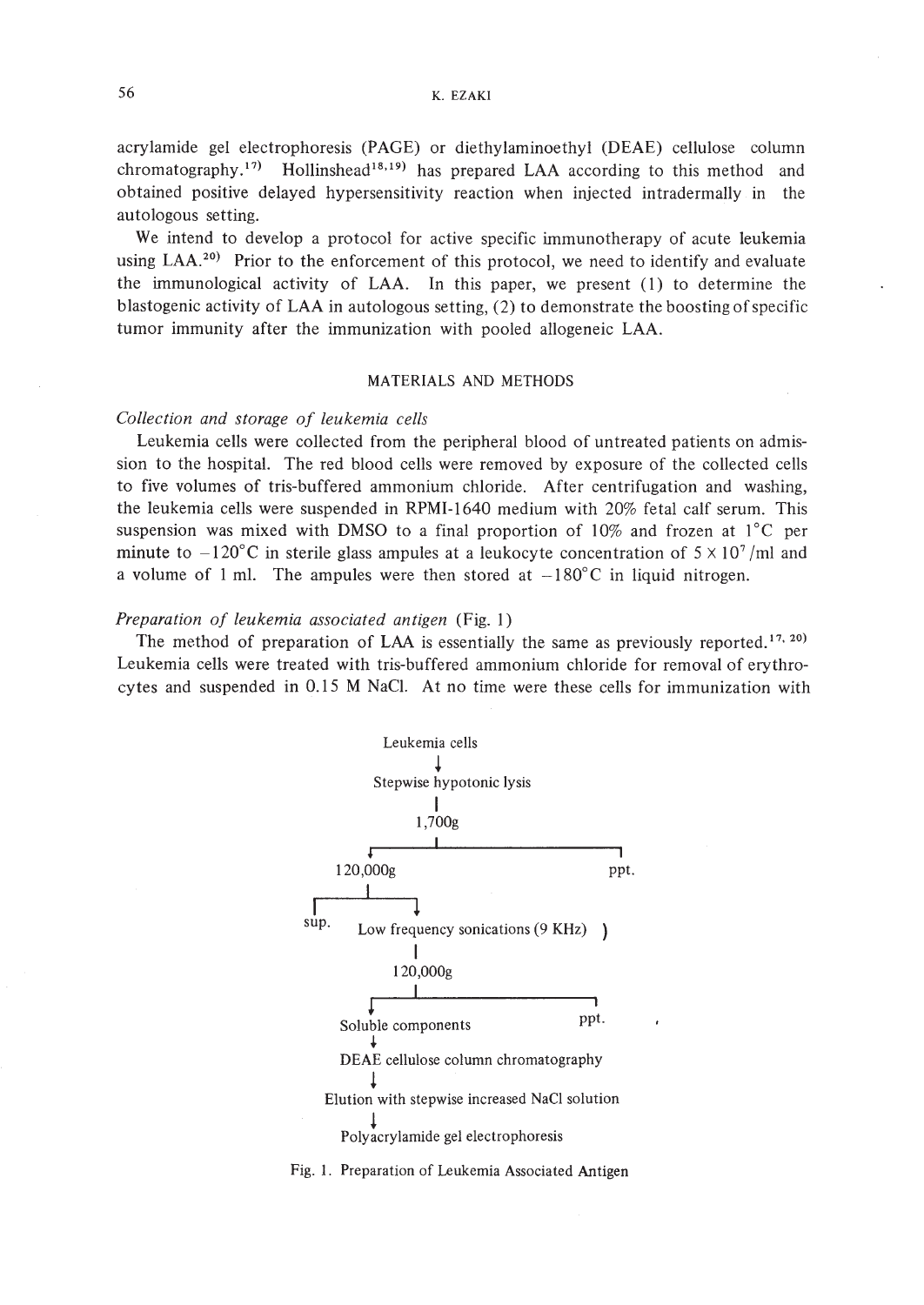acrylamide gel electrophoresis (PAGE) or diethylaminoethyl (DEAE) cellulose column chromatography.[17] Hollinshead[18,19] has prepared LAA according to this method and obtained positive delayed hypersensitivity reaction when injected intradermally in the autologous setting.

We intend to develop a protocol for active specific immunotherapy of acute leukemia using LAA.[20] Prior to the enforcement of this protocol, we need to identify and evaluate the immunological activity of LAA. In this paper, we present (1) to determine the blastogenic activity of LAA in autologous setting, (2) to demonstrate the boosting of specific tumor immunity after the immunization with pooled allogeneic LAA.

## MATERIALS AND METHODS

### *Collection and storage of leukemia cells*

Leukemia cells were collected from the peripheral blood of untreated patients on admission to the hospital. The red blood cells were removed by exposure of the collected cells to five volumes of tris-buffered ammonium chloride. After centrifugation and washing, the leukemia cells were suspended in RPMI-1640 medium with 20% fetal calf serum. This suspension was mixed with DMSO to a final proportion of 10% and frozen at 1°C per minute to −120°C in sterile glass ampules at a leukocyte concentration of $5 \times 10^7$/ml and a volume of 1 ml. The ampules were then stored at −180°C in liquid nitrogen.

### *Preparation of leukemia associated antigen* (Fig. 1)

The method of preparation of LAA is essentially the same as previously reported.[17, 20] Leukemia cells were treated with tris-buffered ammonium chloride for removal of erythrocytes and suspended in 0.15 M NaCl. At no time were these cells for immunization with

```
Leukemia cells
      ↓
Stepwise hypotonic lysis
      |
    1,700g
      ├──────────────────────┐
      ↓                      |
  120,000g                  ppt.
      ├──────────┐
      |          ↓
    sup.   Low frequency sonications (9 KHz)
                 |
             120,000g
                 ├──────────────────┐
                 ↓                  |
        Soluble components        ppt.
                 ↓
   DEAE cellulose column chromatography
                 ↓
   Elution with stepwise increased NaCl solution
                 ↓
     Polyacrylamide gel electrophoresis
```

Fig. 1. Preparation of Leukemia Associated Antigen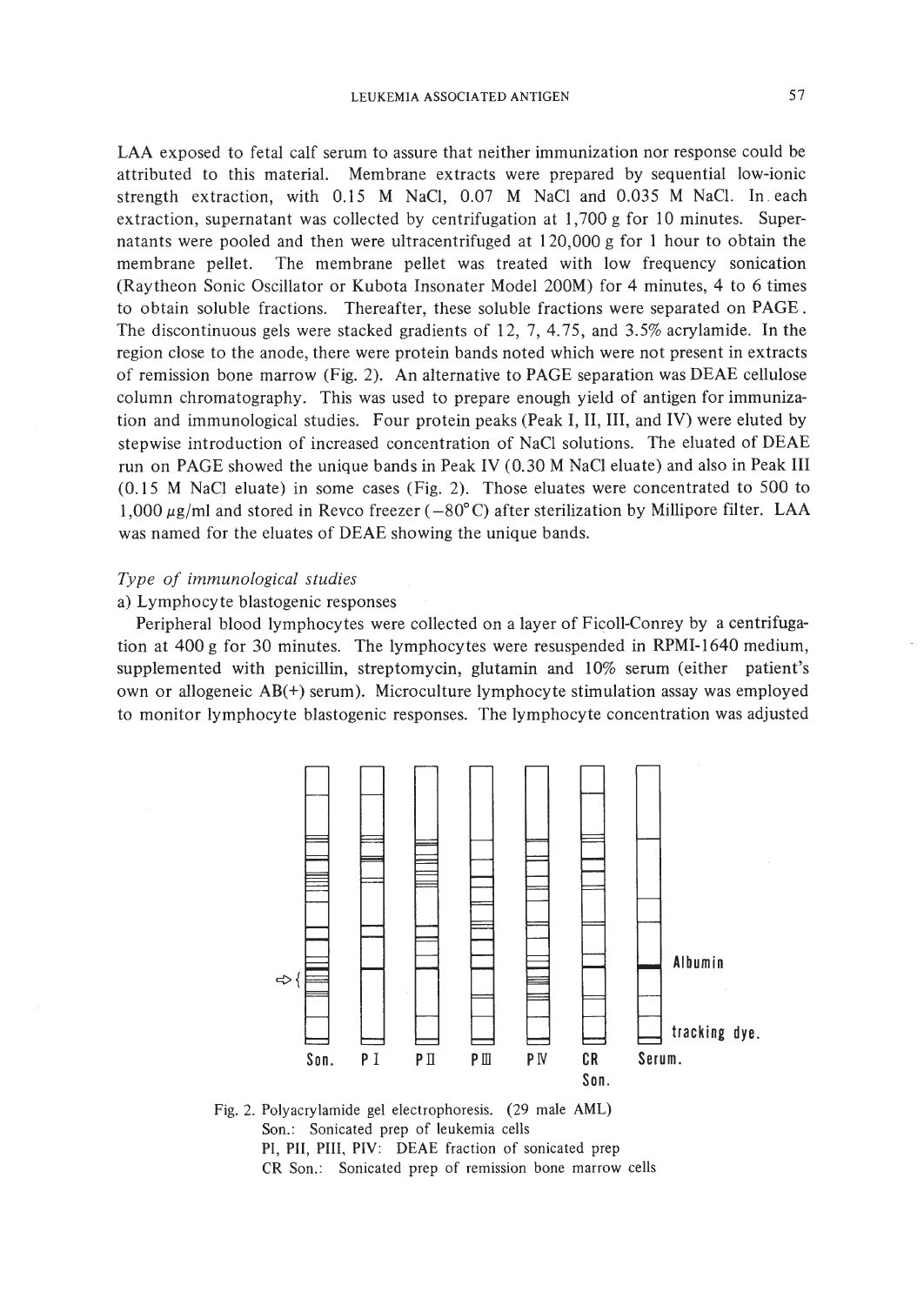LAA exposed to fetal calf serum to assure that neither immunization nor response could be attributed to this material. Membrane extracts were prepared by sequential low-ionic strength extraction, with 0.15 M NaCl, 0.07 M NaCl and 0.035 M NaCl. In each extraction, supernatant was collected by centrifugation at 1,700 g for 10 minutes. Supernatants were pooled and then were ultracentrifuged at 120,000 g for 1 hour to obtain the membrane pellet. The membrane pellet was treated with low frequency sonication (Raytheon Sonic Oscillator or Kubota Insonater Model 200M) for 4 minutes, 4 to 6 times to obtain soluble fractions. Thereafter, these soluble fractions were separated on PAGE. The discontinuous gels were stacked gradients of 12, 7, 4.75, and 3.5% acrylamide. In the region close to the anode, there were protein bands noted which were not present in extracts of remission bone marrow (Fig. 2). An alternative to PAGE separation was DEAE cellulose column chromatography. This was used to prepare enough yield of antigen for immunization and immunological studies. Four protein peaks (Peak I, II, III, and IV) were eluted by stepwise introduction of increased concentration of NaCl solutions. The eluated of DEAE run on PAGE showed the unique bands in Peak IV (0.30 M NaCl eluate) and also in Peak III (0.15 M NaCl eluate) in some cases (Fig. 2). Those eluates were concentrated to 500 to 1,000 $\mu$g/ml and stored in Revco freezer ($-80°$C) after sterilization by Millipore filter. LAA was named for the eluates of DEAE showing the unique bands.

*Type of immunological studies*

a) Lymphocyte blastogenic responses

Peripheral blood lymphocytes were collected on a layer of Ficoll-Conrey by a centrifugation at 400 g for 30 minutes. The lymphocytes were resuspended in RPMI-1640 medium, supplemented with penicillin, streptomycin, glutamin and 10% serum (either patient's own or allogeneic AB(+) serum). Microculture lymphocyte stimulation assay was employed to monitor lymphocyte blastogenic responses. The lymphocyte concentration was adjusted

Son. | P I | P II | P III | P IV | CR Son. | Serum. — Albumin — tracking dye.

Fig. 2. Polyacrylamide gel electrophoresis. (29 male AML)
Son.: Sonicated prep of leukemia cells
PI, PII, PIII, PIV: DEAE fraction of sonicated prep
CR Son.: Sonicated prep of remission bone marrow cells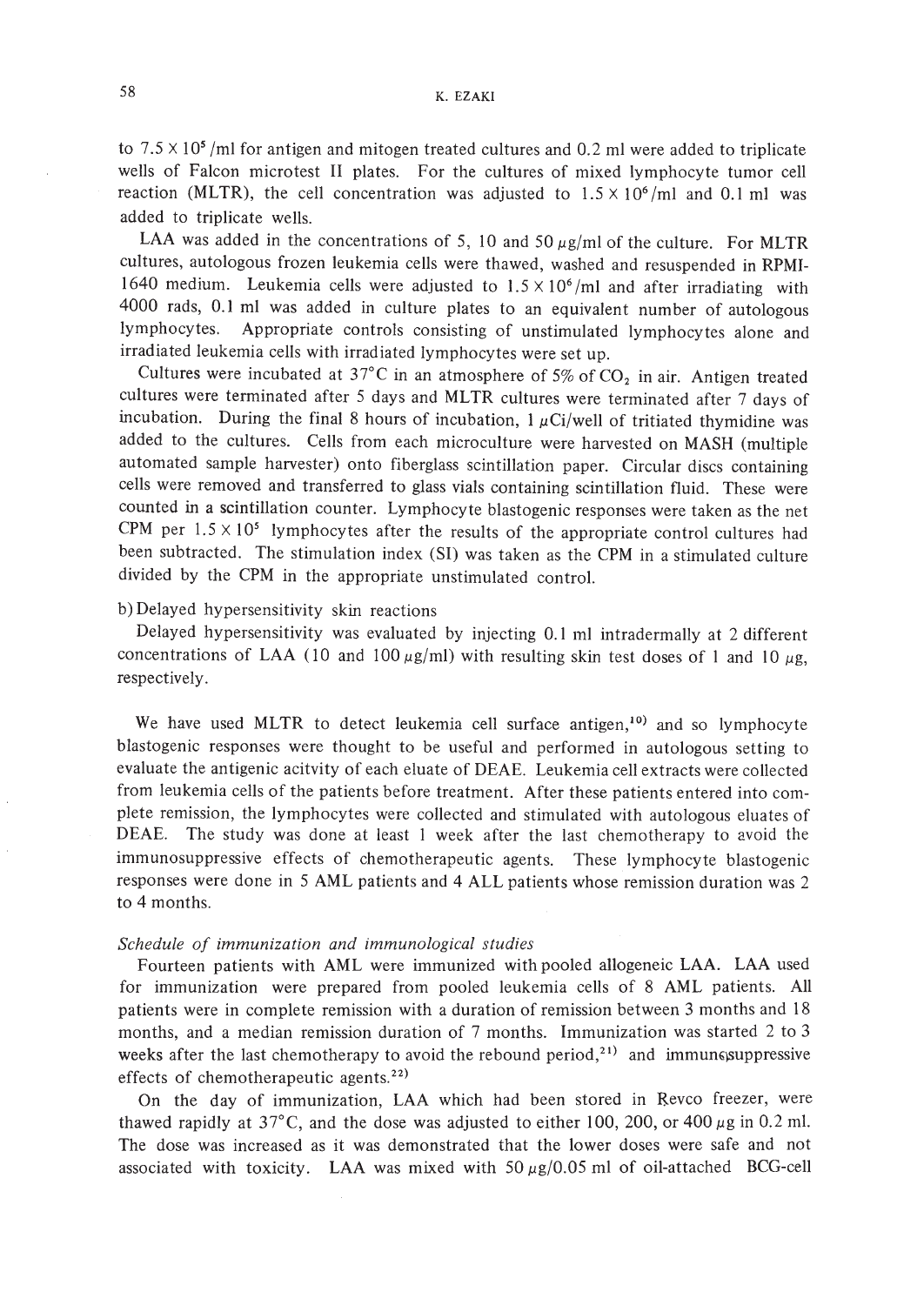to $7.5 \times 10^5$/ml for antigen and mitogen treated cultures and 0.2 ml were added to triplicate wells of Falcon microtest II plates. For the cultures of mixed lymphocyte tumor cell reaction (MLTR), the cell concentration was adjusted to $1.5 \times 10^6$/ml and 0.1 ml was added to triplicate wells.

LAA was added in the concentrations of 5, 10 and 50 $\mu$g/ml of the culture. For MLTR cultures, autologous frozen leukemia cells were thawed, washed and resuspended in RPMI-1640 medium. Leukemia cells were adjusted to $1.5 \times 10^6$/ml and after irradiating with 4000 rads, 0.1 ml was added in culture plates to an equivalent number of autologous lymphocytes. Appropriate controls consisting of unstimulated lymphocytes alone and irradiated leukemia cells with irradiated lymphocytes were set up.

Cultures were incubated at 37°C in an atmosphere of 5% of $CO_2$ in air. Antigen treated cultures were terminated after 5 days and MLTR cultures were terminated after 7 days of incubation. During the final 8 hours of incubation, 1 $\mu$Ci/well of tritiated thymidine was added to the cultures. Cells from each microculture were harvested on MASH (multiple automated sample harvester) onto fiberglass scintillation paper. Circular discs containing cells were removed and transferred to glass vials containing scintillation fluid. These were counted in a scintillation counter. Lymphocyte blastogenic responses were taken as the net CPM per $1.5 \times 10^5$ lymphocytes after the results of the appropriate control cultures had been subtracted. The stimulation index (SI) was taken as the CPM in a stimulated culture divided by the CPM in the appropriate unstimulated control.

b) Delayed hypersensitivity skin reactions

Delayed hypersensitivity was evaluated by injecting 0.1 ml intradermally at 2 different concentrations of LAA (10 and 100 $\mu$g/ml) with resulting skin test doses of 1 and 10 $\mu$g, respectively.

We have used MLTR to detect leukemia cell surface antigen,[10] and so lymphocyte blastogenic responses were thought to be useful and performed in autologous setting to evaluate the antigenic acitvity of each eluate of DEAE. Leukemia cell extracts were collected from leukemia cells of the patients before treatment. After these patients entered into complete remission, the lymphocytes were collected and stimulated with autologous eluates of DEAE. The study was done at least 1 week after the last chemotherapy to avoid the immunosuppressive effects of chemotherapeutic agents. These lymphocyte blastogenic responses were done in 5 AML patients and 4 ALL patients whose remission duration was 2 to 4 months.

*Schedule of immunization and immunological studies*

Fourteen patients with AML were immunized with pooled allogeneic LAA. LAA used for immunization were prepared from pooled leukemia cells of 8 AML patients. All patients were in complete remission with a duration of remission between 3 months and 18 months, and a median remission duration of 7 months. Immunization was started 2 to 3 weeks after the last chemotherapy to avoid the rebound period,[21] and immunosuppressive effects of chemotherapeutic agents.[22]

On the day of immunization, LAA which had been stored in Revco freezer, were thawed rapidly at 37°C, and the dose was adjusted to either 100, 200, or 400 $\mu$g in 0.2 ml. The dose was increased as it was demonstrated that the lower doses were safe and not associated with toxicity. LAA was mixed with 50 $\mu$g/0.05 ml of oil-attached BCG-cell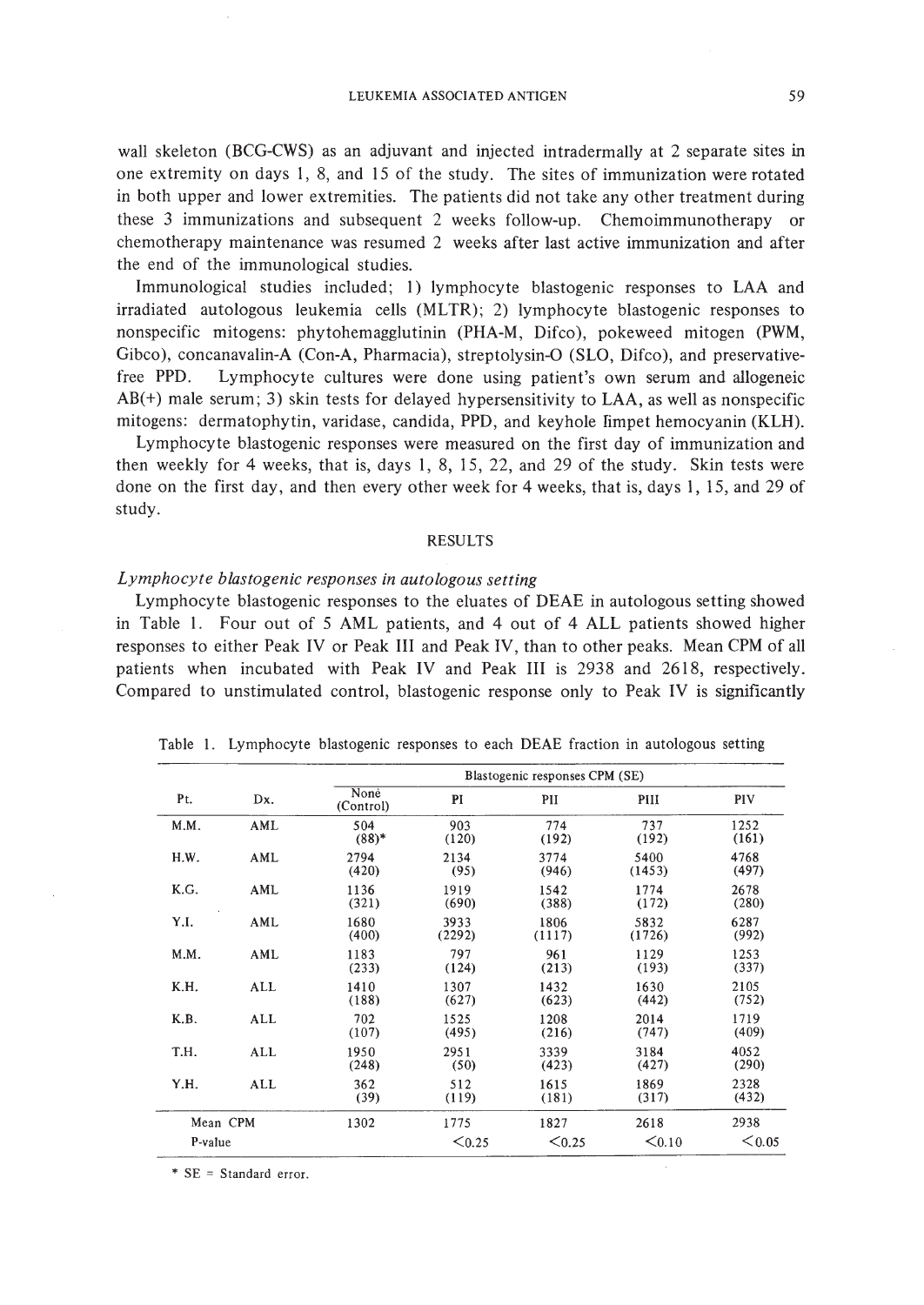wall skeleton (BCG-CWS) as an adjuvant and injected intradermally at 2 separate sites in one extremity on days 1, 8, and 15 of the study. The sites of immunization were rotated in both upper and lower extremities. The patients did not take any other treatment during these 3 immunizations and subsequent 2 weeks follow-up. Chemoimmunotherapy or chemotherapy maintenance was resumed 2 weeks after last active immunization and after the end of the immunological studies.

Immunological studies included; 1) lymphocyte blastogenic responses to LAA and irradiated autologous leukemia cells (MLTR); 2) lymphocyte blastogenic responses to nonspecific mitogens: phytohemagglutinin (PHA-M, Difco), pokeweed mitogen (PWM, Gibco), concanavalin-A (Con-A, Pharmacia), streptolysin-O (SLO, Difco), and preservative-free PPD. Lymphocyte cultures were done using patient's own serum and allogeneic AB(+) male serum; 3) skin tests for delayed hypersensitivity to LAA, as well as nonspecific mitogens: dermatophytin, varidase, candida, PPD, and keyhole limpet hemocyanin (KLH).

Lymphocyte blastogenic responses were measured on the first day of immunization and then weekly for 4 weeks, that is, days 1, 8, 15, 22, and 29 of the study. Skin tests were done on the first day, and then every other week for 4 weeks, that is, days 1, 15, and 29 of study.

## RESULTS

### *Lymphocyte blastogenic responses in autologous setting*

Lymphocyte blastogenic responses to the eluates of DEAE in autologous setting showed in Table 1. Four out of 5 AML patients, and 4 out of 4 ALL patients showed higher responses to either Peak IV or Peak III and Peak IV, than to other peaks. Mean CPM of all patients when incubated with Peak IV and Peak III is 2938 and 2618, respectively. Compared to unstimulated control, blastogenic response only to Peak IV is significantly

Table 1. Lymphocyte blastogenic responses to each DEAE fraction in autologous setting

| Pt. | Dx. | Blastogenic responses CPM (SE) | | | | |
|---|---|---|---|---|---|---|
| | | None (Control) | PI | PII | PIII | PIV |
| M.M. | AML | 504 (88)* | 903 (120) | 774 (192) | 737 (192) | 1252 (161) |
| H.W. | AML | 2794 (420) | 2134 (95) | 3774 (946) | 5400 (1453) | 4768 (497) |
| K.G. | AML | 1136 (321) | 1919 (690) | 1542 (388) | 1774 (172) | 2678 (280) |
| Y.I. | AML | 1680 (400) | 3933 (2292) | 1806 (1117) | 5832 (1726) | 6287 (992) |
| M.M. | AML | 1183 (233) | 797 (124) | 961 (213) | 1129 (193) | 1253 (337) |
| K.H. | ALL | 1410 (188) | 1307 (627) | 1432 (623) | 1630 (442) | 2105 (752) |
| K.B. | ALL | 702 (107) | 1525 (495) | 1208 (216) | 2014 (747) | 1719 (409) |
| T.H. | ALL | 1950 (248) | 2951 (50) | 3339 (423) | 3184 (427) | 4052 (290) |
| Y.H. | ALL | 362 (39) | 512 (119) | 1615 (181) | 1869 (317) | 2328 (432) |
| Mean CPM | | 1302 | 1775 | 1827 | 2618 | 2938 |
| P-value | | | <0.25 | <0.25 | <0.10 | <0.05 |

\* SE = Standard error.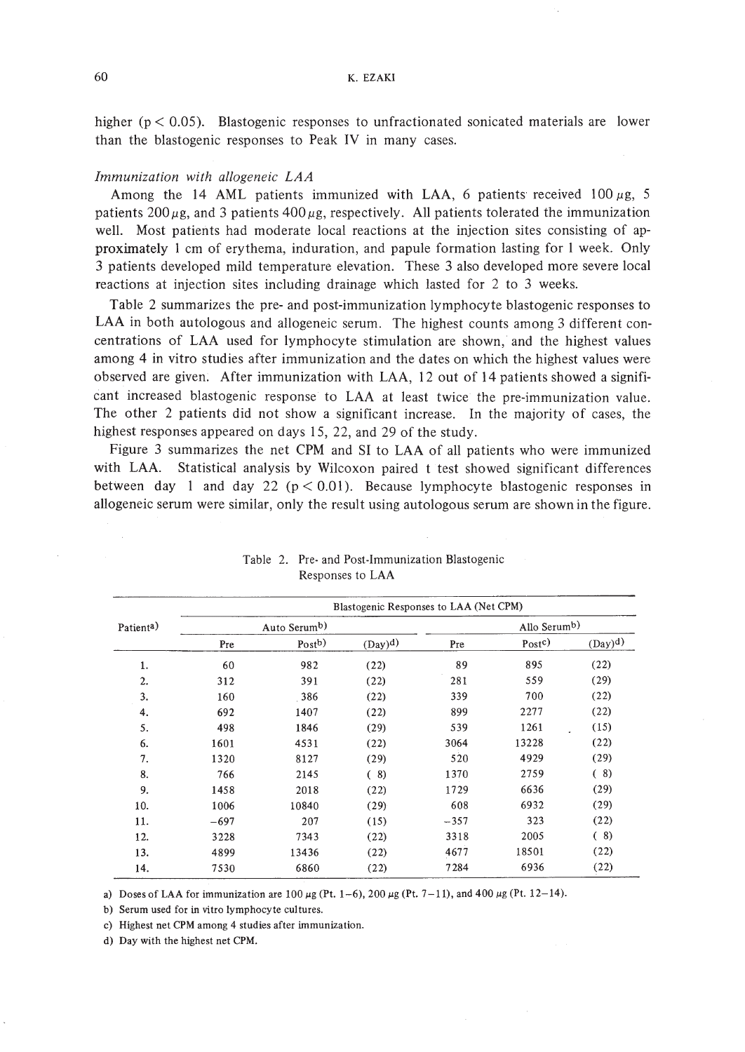higher ($p < 0.05$). Blastogenic responses to unfractionated sonicated materials are lower than the blastogenic responses to Peak IV in many cases.

*Immunization with allogeneic LAA*

Among the 14 AML patients immunized with LAA, 6 patients received 100 μg, 5 patients 200 μg, and 3 patients 400 μg, respectively. All patients tolerated the immunization well. Most patients had moderate local reactions at the injection sites consisting of approximately 1 cm of erythema, induration, and papule formation lasting for 1 week. Only 3 patients developed mild temperature elevation. These 3 also developed more severe local reactions at injection sites including drainage which lasted for 2 to 3 weeks.

Table 2 summarizes the pre- and post-immunization lymphocyte blastogenic responses to LAA in both autologous and allogeneic serum. The highest counts among 3 different concentrations of LAA used for lymphocyte stimulation are shown, and the highest values among 4 in vitro studies after immunization and the dates on which the highest values were observed are given. After immunization with LAA, 12 out of 14 patients showed a significant increased blastogenic response to LAA at least twice the pre-immunization value. The other 2 patients did not show a significant increase. In the majority of cases, the highest responses appeared on days 15, 22, and 29 of the study.

Figure 3 summarizes the net CPM and SI to LAA of all patients who were immunized with LAA. Statistical analysis by Wilcoxon paired t test showed significant differences between day 1 and day 22 ($p < 0.01$). Because lymphocyte blastogenic responses in allogeneic serum were similar, only the result using autologous serum are shown in the figure.

Table 2. Pre- and Post-Immunization Blastogenic Responses to LAA

| Patient[a] | Blastogenic Responses to LAA (Net CPM) | | | | | |
|---|---|---|---|---|---|---|
| | Auto Serum[b] | | | Allo Serum[b] | | |
| | Pre | Post[b] | (Day)[d] | Pre | Post[c] | (Day)[d] |
| 1. | 60 | 982 | (22) | 89 | 895 | (22) |
| 2. | 312 | 391 | (22) | 281 | 559 | (29) |
| 3. | 160 | 386 | (22) | 339 | 700 | (22) |
| 4. | 692 | 1407 | (22) | 899 | 2277 | (22) |
| 5. | 498 | 1846 | (29) | 539 | 1261 | (15) |
| 6. | 1601 | 4531 | (22) | 3064 | 13228 | (22) |
| 7. | 1320 | 8127 | (29) | 520 | 4929 | (29) |
| 8. | 766 | 2145 | ( 8) | 1370 | 2759 | ( 8) |
| 9. | 1458 | 2018 | (22) | 1729 | 6636 | (29) |
| 10. | 1006 | 10840 | (29) | 608 | 6932 | (29) |
| 11. | −697 | 207 | (15) | −357 | 323 | (22) |
| 12. | 3228 | 7343 | (22) | 3318 | 2005 | ( 8) |
| 13. | 4899 | 13436 | (22) | 4677 | 18501 | (22) |
| 14. | 7530 | 6860 | (22) | 7284 | 6936 | (22) |

a) Doses of LAA for immunization are 100 μg (Pt. 1–6), 200 μg (Pt. 7–11), and 400 μg (Pt. 12–14).

b) Serum used for in vitro lymphocyte cultures.

c) Highest net CPM among 4 studies after immunization.

d) Day with the highest net CPM.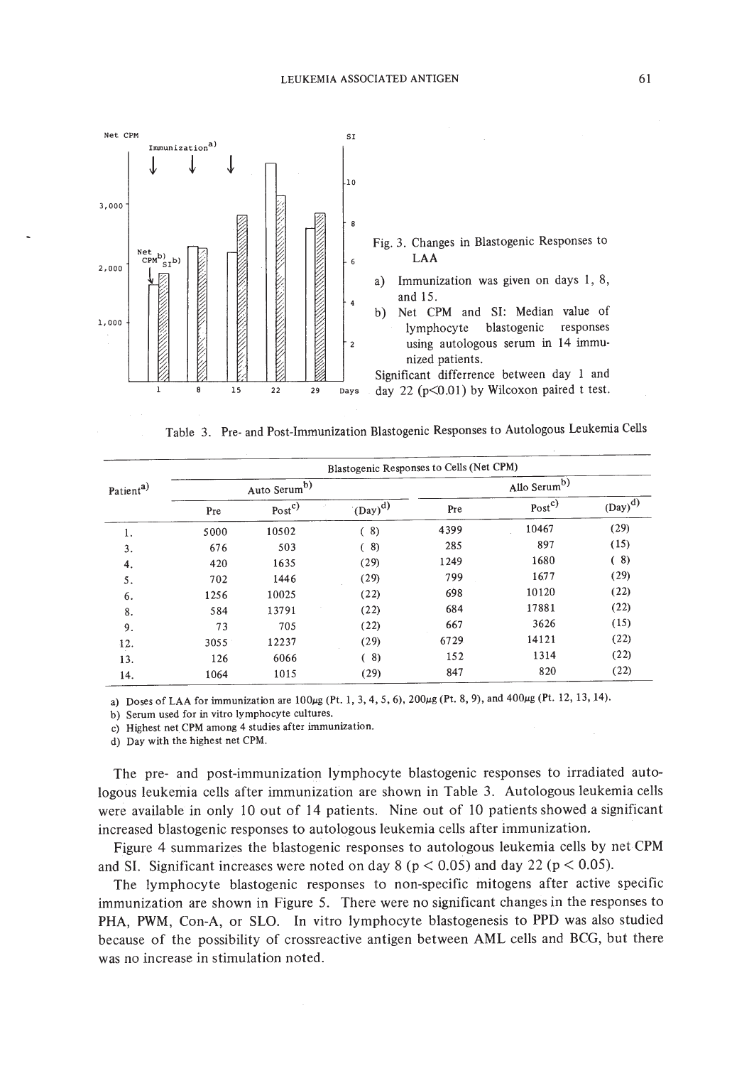Fig. 3. Changes in Blastogenic Responses to LAA

a) Immunization was given on days 1, 8, and 15.

b) Net CPM and SI: Median value of lymphocyte blastogenic responses using autologous serum in 14 immunized patients.

Significant differrence between day 1 and day 22 ($p < 0.01$) by Wilcoxon paired t test.

Table 3. Pre- and Post-Immunization Blastogenic Responses to Autologous Leukemia Cells

| Patient[a] | Blastogenic Responses to Cells (Net CPM) | | | | | |
|---|---|---|---|---|---|---|
| | Auto Serum[b] | | | Allo Serum[b] | | |
| | Pre | Post[c] | (Day)[d] | Pre | Post[c] | (Day)[d] |
| 1. | 5000 | 10502 | ( 8) | 4399 | 10467 | (29) |
| 3. | 676 | 503 | ( 8) | 285 | 897 | (15) |
| 4. | 420 | 1635 | (29) | 1249 | 1680 | ( 8) |
| 5. | 702 | 1446 | (29) | 799 | 1677 | (29) |
| 6. | 1256 | 10025 | (22) | 698 | 10120 | (22) |
| 8. | 584 | 13791 | (22) | 684 | 17881 | (22) |
| 9. | 73 | 705 | (22) | 667 | 3626 | (15) |
| 12. | 3055 | 12237 | (29) | 6729 | 14121 | (22) |
| 13. | 126 | 6066 | ( 8) | 152 | 1314 | (22) |
| 14. | 1064 | 1015 | (29) | 847 | 820 | (22) |

a) Doses of LAA for immunization are 100μg (Pt. 1, 3, 4, 5, 6), 200μg (Pt. 8, 9), and 400μg (Pt. 12, 13, 14).

b) Serum used for in vitro lymphocyte cultures.

c) Highest net CPM among 4 studies after immunization.

d) Day with the highest net CPM.

The pre- and post-immunization lymphocyte blastogenic responses to irradiated autologous leukemia cells after immunization are shown in Table 3. Autologous leukemia cells were available in only 10 out of 14 patients. Nine out of 10 patients showed a significant increased blastogenic responses to autologous leukemia cells after immunization.

Figure 4 summarizes the blastogenic responses to autologous leukemia cells by net CPM and SI. Significant increases were noted on day 8 ($p < 0.05$) and day 22 ($p < 0.05$).

The lymphocyte blastogenic responses to non-specific mitogens after active specific immunization are shown in Figure 5. There were no significant changes in the responses to PHA, PWM, Con-A, or SLO. In vitro lymphocyte blastogenesis to PPD was also studied because of the possibility of crossreactive antigen between AML cells and BCG, but there was no increase in stimulation noted.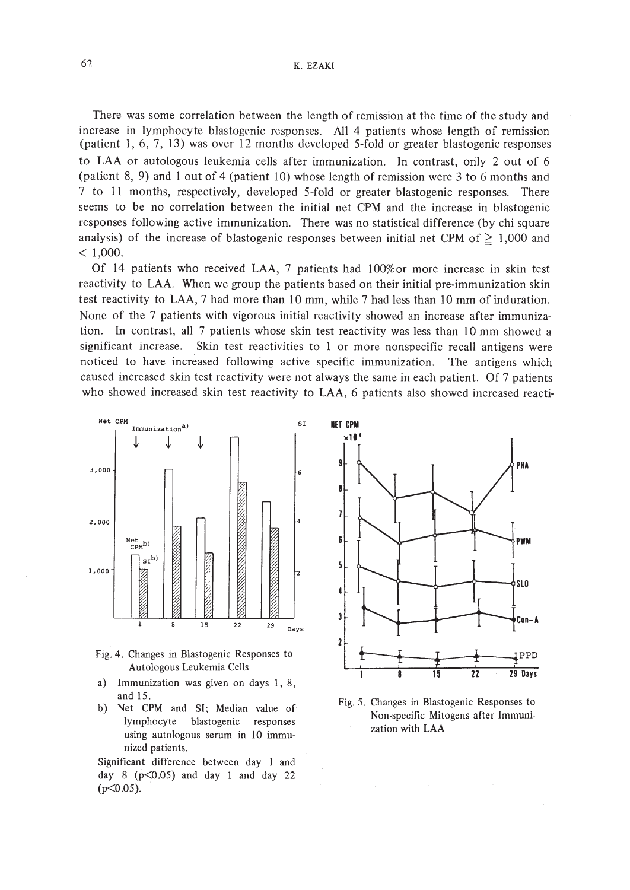There was some correlation between the length of remission at the time of the study and increase in lymphocyte blastogenic responses. All 4 patients whose length of remission (patient 1, 6, 7, 13) was over 12 months developed 5-fold or greater blastogenic responses to LAA or autologous leukemia cells after immunization. In contrast, only 2 out of 6 (patient 8, 9) and 1 out of 4 (patient 10) whose length of remission were 3 to 6 months and 7 to 11 months, respectively, developed 5-fold or greater blastogenic responses. There seems to be no correlation between the initial net CPM and the increase in blastogenic responses following active immunization. There was no statistical difference (by chi square analysis) of the increase of blastogenic responses between initial net CPM of $\geqq$ 1,000 and $<$ 1,000.

Of 14 patients who received LAA, 7 patients had 100% or more increase in skin test reactivity to LAA. When we group the patients based on their initial pre-immunization skin test reactivity to LAA, 7 had more than 10 mm, while 7 had less than 10 mm of induration. None of the 7 patients with vigorous initial reactivity showed an increase after immunization. In contrast, all 7 patients whose skin test reactivity was less than 10 mm showed a significant increase. Skin test reactivities to 1 or more nonspecific recall antigens were noticed to have increased following active specific immunization. The antigens which caused increased skin test reactivity were not always the same in each patient. Of 7 patients who showed increased skin test reactivity to LAA, 6 patients also showed increased reacti-

Fig. 4. Changes in Blastogenic Responses to Autologous Leukemia Cells

a) Immunization was given on days 1, 8, and 15.

b) Net CPM and SI; Median value of lymphocyte blastogenic responses using autologous serum in 10 immunized patients.

Significant difference between day 1 and day 8 ($p<0.05$) and day 1 and day 22 ($p<0.05$).

Fig. 5. Changes in Blastogenic Responses to Non-specific Mitogens after Immunization with LAA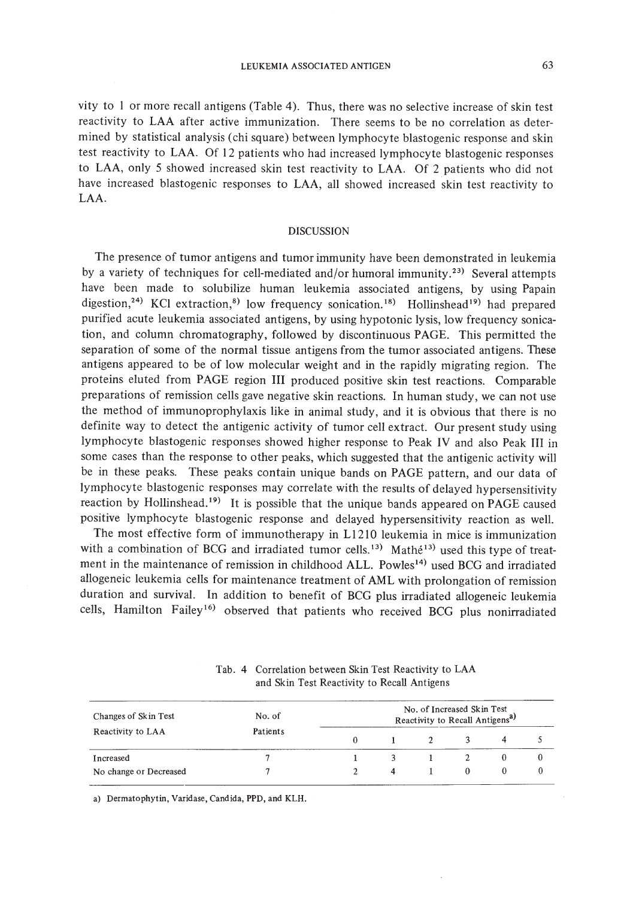vity to 1 or more recall antigens (Table 4). Thus, there was no selective increase of skin test reactivity to LAA after active immunization. There seems to be no correlation as determined by statistical analysis (chi square) between lymphocyte blastogenic response and skin test reactivity to LAA. Of 12 patients who had increased lymphocyte blastogenic responses to LAA, only 5 showed increased skin test reactivity to LAA. Of 2 patients who did not have increased blastogenic responses to LAA, all showed increased skin test reactivity to LAA.

## DISCUSSION

The presence of tumor antigens and tumor immunity have been demonstrated in leukemia by a variety of techniques for cell-mediated and/or humoral immunity.[23] Several attempts have been made to solubilize human leukemia associated antigens, by using Papain digestion,[24] KCl extraction,[8] low frequency sonication.[18] Hollinshead[19] had prepared purified acute leukemia associated antigens, by using hypotonic lysis, low frequency sonication, and column chromatography, followed by discontinuous PAGE. This permitted the separation of some of the normal tissue antigens from the tumor associated antigens. These antigens appeared to be of low molecular weight and in the rapidly migrating region. The proteins eluted from PAGE region III produced positive skin test reactions. Comparable preparations of remission cells gave negative skin reactions. In human study, we can not use the method of immunoprophylaxis like in animal study, and it is obvious that there is no definite way to detect the antigenic activity of tumor cell extract. Our present study using lymphocyte blastogenic responses showed higher response to Peak IV and also Peak III in some cases than the response to other peaks, which suggested that the antigenic activity will be in these peaks. These peaks contain unique bands on PAGE pattern, and our data of lymphocyte blastogenic responses may correlate with the results of delayed hypersensitivity reaction by Hollinshead.[19] It is possible that the unique bands appeared on PAGE caused positive lymphocyte blastogenic response and delayed hypersensitivity reaction as well.

The most effective form of immunotherapy in L1210 leukemia in mice is immunization with a combination of BCG and irradiated tumor cells.[13] Mathé[13] used this type of treatment in the maintenance of remission in childhood ALL. Powles[14] used BCG and irradiated allogeneic leukemia cells for maintenance treatment of AML with prolongation of remission duration and survival. In addition to benefit of BCG plus irradiated allogeneic leukemia cells, Hamilton Fairley[16] observed that patients who received BCG plus nonirradiated

Tab. 4 Correlation between Skin Test Reactivity to LAA and Skin Test Reactivity to Recall Antigens

| Changes of Skin Test Reactivity to LAA | No. of Patients | No. of Increased Skin Test Reactivity to Recall Antigens[a] | | | | | |
|---|---|---|---|---|---|---|---|
| | | 0 | 1 | 2 | 3 | 4 | 5 |
| Increased | 7 | 1 | 3 | 1 | 2 | 0 | 0 |
| No change or Decreased | 7 | 2 | 4 | 1 | 0 | 0 | 0 |

a) Dermatophytin, Varidase, Candida, PPD, and KLH.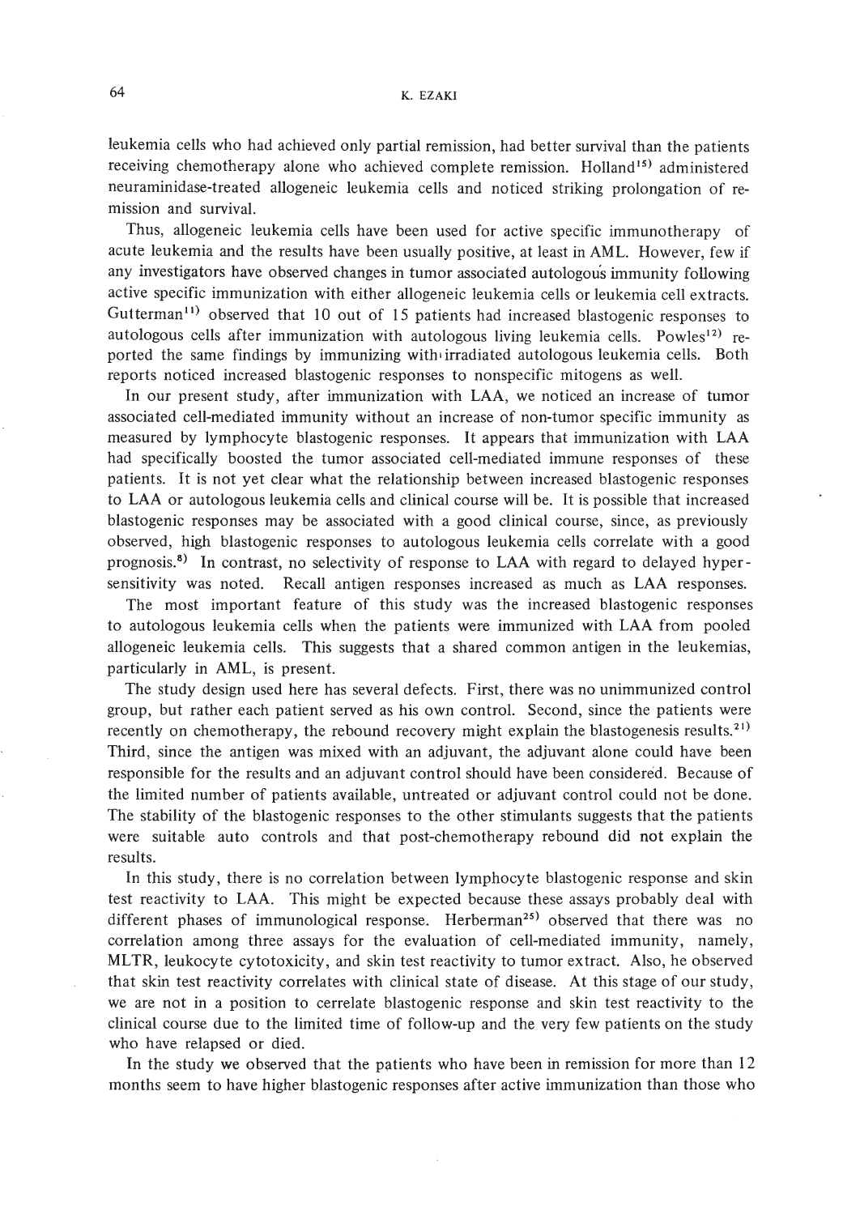leukemia cells who had achieved only partial remission, had better survival than the patients receiving chemotherapy alone who achieved complete remission. Holland[15] administered neuraminidase-treated allogeneic leukemia cells and noticed striking prolongation of remission and survival.

Thus, allogeneic leukemia cells have been used for active specific immunotherapy of acute leukemia and the results have been usually positive, at least in AML. However, few if any investigators have observed changes in tumor associated autologous immunity following active specific immunization with either allogeneic leukemia cells or leukemia cell extracts. Gutterman[11] observed that 10 out of 15 patients had increased blastogenic responses to autologous cells after immunization with autologous living leukemia cells. Powles[12] reported the same findings by immunizing with irradiated autologous leukemia cells. Both reports noticed increased blastogenic responses to nonspecific mitogens as well.

In our present study, after immunization with LAA, we noticed an increase of tumor associated cell-mediated immunity without an increase of non-tumor specific immunity as measured by lymphocyte blastogenic responses. It appears that immunization with LAA had specifically boosted the tumor associated cell-mediated immune responses of these patients. It is not yet clear what the relationship between increased blastogenic responses to LAA or autologous leukemia cells and clinical course will be. It is possible that increased blastogenic responses may be associated with a good clinical course, since, as previously observed, high blastogenic responses to autologous leukemia cells correlate with a good prognosis.[8] In contrast, no selectivity of response to LAA with regard to delayed hypersensitivity was noted. Recall antigen responses increased as much as LAA responses.

The most important feature of this study was the increased blastogenic responses to autologous leukemia cells when the patients were immunized with LAA from pooled allogeneic leukemia cells. This suggests that a shared common antigen in the leukemias, particularly in AML, is present.

The study design used here has several defects. First, there was no unimmunized control group, but rather each patient served as his own control. Second, since the patients were recently on chemotherapy, the rebound recovery might explain the blastogenesis results.[21] Third, since the antigen was mixed with an adjuvant, the adjuvant alone could have been responsible for the results and an adjuvant control should have been considered. Because of the limited number of patients available, untreated or adjuvant control could not be done. The stability of the blastogenic responses to the other stimulants suggests that the patients were suitable auto controls and that post-chemotherapy rebound did not explain the results.

In this study, there is no correlation between lymphocyte blastogenic response and skin test reactivity to LAA. This might be expected because these assays probably deal with different phases of immunological response. Herberman[25] observed that there was no correlation among three assays for the evaluation of cell-mediated immunity, namely, MLTR, leukocyte cytotoxicity, and skin test reactivity to tumor extract. Also, he observed that skin test reactivity correlates with clinical state of disease. At this stage of our study, we are not in a position to cerrelate blastogenic response and skin test reactivity to the clinical course due to the limited time of follow-up and the very few patients on the study who have relapsed or died.

In the study we observed that the patients who have been in remission for more than 12 months seem to have higher blastogenic responses after active immunization than those who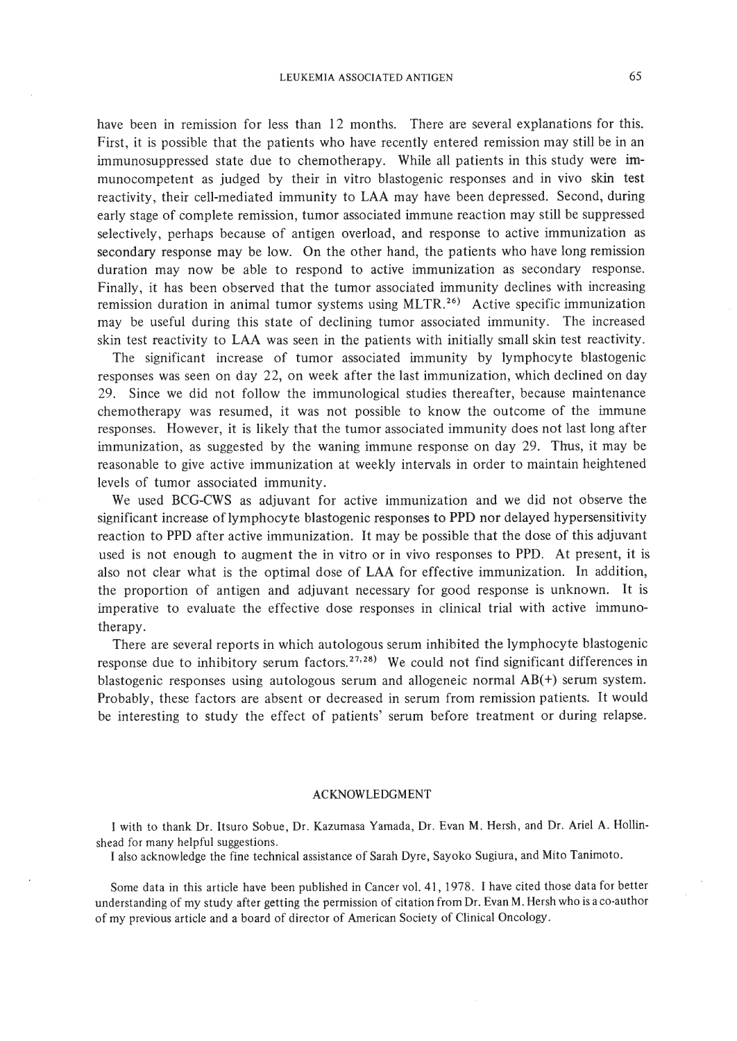have been in remission for less than 12 months. There are several explanations for this. First, it is possible that the patients who have recently entered remission may still be in an immunosuppressed state due to chemotherapy. While all patients in this study were immunocompetent as judged by their in vitro blastogenic responses and in vivo skin test reactivity, their cell-mediated immunity to LAA may have been depressed. Second, during early stage of complete remission, tumor associated immune reaction may still be suppressed selectively, perhaps because of antigen overload, and response to active immunization as secondary response may be low. On the other hand, the patients who have long remission duration may now be able to respond to active immunization as secondary response. Finally, it has been observed that the tumor associated immunity declines with increasing remission duration in animal tumor systems using MLTR.[26] Active specific immunization may be useful during this state of declining tumor associated immunity. The increased skin test reactivity to LAA was seen in the patients with initially small skin test reactivity.

The significant increase of tumor associated immunity by lymphocyte blastogenic responses was seen on day 22, on week after the last immunization, which declined on day 29. Since we did not follow the immunological studies thereafter, because maintenance chemotherapy was resumed, it was not possible to know the outcome of the immune responses. However, it is likely that the tumor associated immunity does not last long after immunization, as suggested by the waning immune response on day 29. Thus, it may be reasonable to give active immunization at weekly intervals in order to maintain heightened levels of tumor associated immunity.

We used BCG-CWS as adjuvant for active immunization and we did not observe the significant increase of lymphocyte blastogenic responses to PPD nor delayed hypersensitivity reaction to PPD after active immunization. It may be possible that the dose of this adjuvant used is not enough to augment the in vitro or in vivo responses to PPD. At present, it is also not clear what is the optimal dose of LAA for effective immunization. In addition, the proportion of antigen and adjuvant necessary for good response is unknown. It is imperative to evaluate the effective dose responses in clinical trial with active immunotherapy.

There are several reports in which autologous serum inhibited the lymphocyte blastogenic response due to inhibitory serum factors.[27,28] We could not find significant differences in blastogenic responses using autologous serum and allogeneic normal AB(+) serum system. Probably, these factors are absent or decreased in serum from remission patients. It would be interesting to study the effect of patients' serum before treatment or during relapse.

## ACKNOWLEDGMENT

I with to thank Dr. Itsuro Sobue, Dr. Kazumasa Yamada, Dr. Evan M. Hersh, and Dr. Ariel A. Hollinshead for many helpful suggestions.

I also acknowledge the fine technical assistance of Sarah Dyre, Sayoko Sugiura, and Mito Tanimoto.

Some data in this article have been published in Cancer vol. 41, 1978. I have cited those data for better understanding of my study after getting the permission of citation from Dr. Evan M. Hersh who is a co-author of my previous article and a board of director of American Society of Clinical Oncology.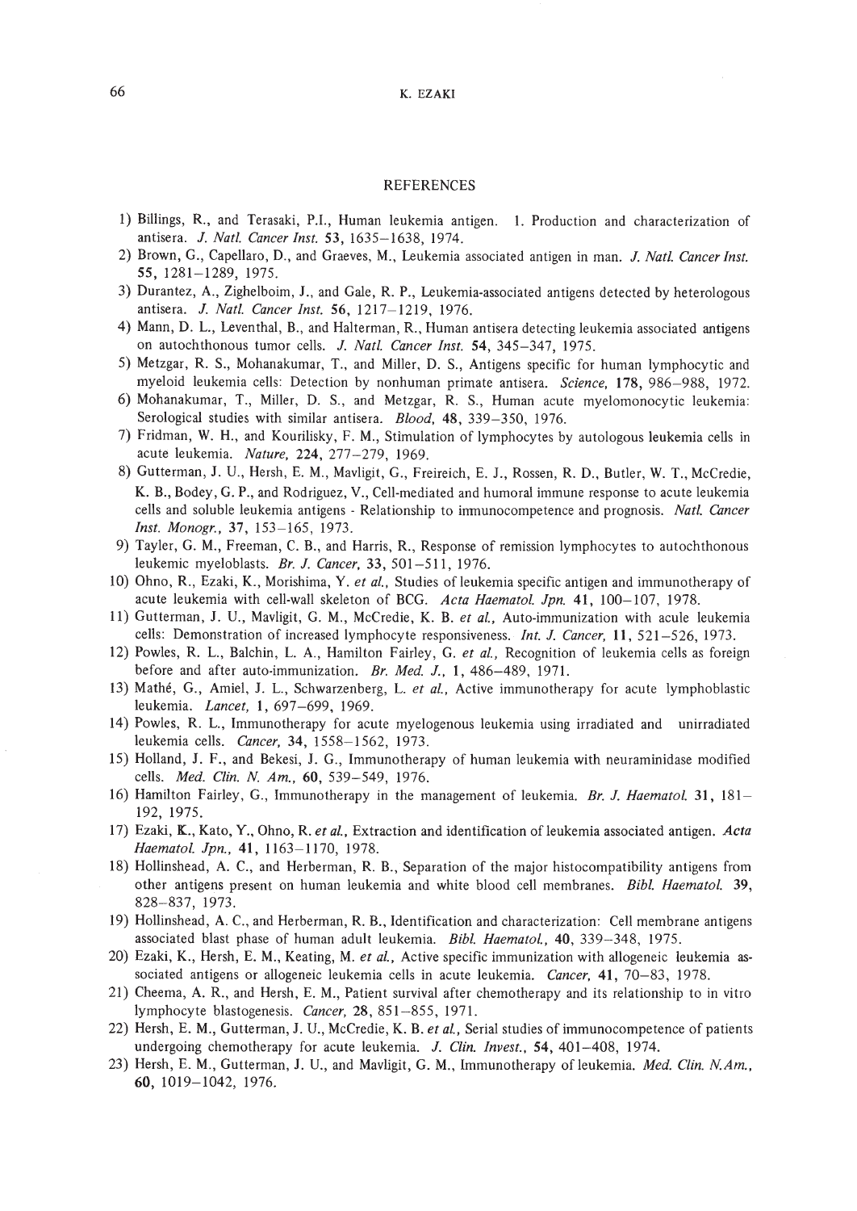## REFERENCES

1) Billings, R., and Terasaki, P.I., Human leukemia antigen. 1. Production and characterization of antisera. *J. Natl. Cancer Inst.* **53**, 1635–1638, 1974.
2) Brown, G., Capellaro, D., and Graeves, M., Leukemia associated antigen in man. *J. Natl. Cancer Inst.* **55**, 1281–1289, 1975.
3) Durantez, A., Zighelboim, J., and Gale, R. P., Leukemia-associated antigens detected by heterologous antisera. *J. Natl. Cancer Inst.* **56**, 1217–1219, 1976.
4) Mann, D. L., Leventhal, B., and Halterman, R., Human antisera detecting leukemia associated antigens on autochthonous tumor cells. *J. Natl. Cancer Inst.* **54**, 345–347, 1975.
5) Metzgar, R. S., Mohanakumar, T., and Miller, D. S., Antigens specific for human lymphocytic and myeloid leukemia cells: Detection by nonhuman primate antisera. *Science*, **178**, 986–988, 1972.
6) Mohanakumar, T., Miller, D. S., and Metzgar, R. S., Human acute myelomonocytic leukemia: Serological studies with similar antisera. *Blood*, **48**, 339–350, 1976.
7) Fridman, W. H., and Kourilisky, F. M., Stimulation of lymphocytes by autologous leukemia cells in acute leukemia. *Nature*, **224**, 277–279, 1969.
8) Gutterman, J. U., Hersh, E. M., Mavligit, G., Freireich, E. J., Rossen, R. D., Butler, W. T., McCredie, K. B., Bodey, G. P., and Rodriguez, V., Cell-mediated and humoral immune response to acute leukemia cells and soluble leukemia antigens - Relationship to immunocompetence and prognosis. *Natl. Cancer Inst. Monogr.*, **37**, 153–165, 1973.
9) Tayler, G. M., Freeman, C. B., and Harris, R., Response of remission lymphocytes to autochthonous leukemic myeloblasts. *Br. J. Cancer*, **33**, 501–511, 1976.
10) Ohno, R., Ezaki, K., Morishima, Y. *et al.*, Studies of leukemia specific antigen and immunotherapy of acute leukemia with cell-wall skeleton of BCG. *Acta Haematol. Jpn.* **41**, 100–107, 1978.
11) Gutterman, J. U., Mavligit, G. M., McCredie, K. B. *et al.*, Auto-immunization with acule leukemia cells: Demonstration of increased lymphocyte responsiveness. *Int. J. Cancer*, **11**, 521–526, 1973.
12) Powles, R. L., Balchin, L. A., Hamilton Fairley, G. *et al.*, Recognition of leukemia cells as foreign before and after auto-immunization. *Br. Med. J.*, **1**, 486–489, 1971.
13) Mathé, G., Amiel, J. L., Schwarzenberg, L. *et al.*, Active immunotherapy for acute lymphoblastic leukemia. *Lancet*, **1**, 697–699, 1969.
14) Powles, R. L., Immunotherapy for acute myelogenous leukemia using irradiated and unirradiated leukemia cells. *Cancer*, **34**, 1558–1562, 1973.
15) Holland, J. F., and Bekesi, J. G., Immunotherapy of human leukemia with neuraminidase modified cells. *Med. Clin. N. Am.*, **60**, 539–549, 1976.
16) Hamilton Fairley, G., Immunotherapy in the management of leukemia. *Br. J. Haematol.* **31**, 181–192, 1975.
17) Ezaki, K., Kato, Y., Ohno, R. *et al.*, Extraction and identification of leukemia associated antigen. *Acta Haematol. Jpn.*, **41**, 1163–1170, 1978.
18) Hollinshead, A. C., and Herberman, R. B., Separation of the major histocompatibility antigens from other antigens present on human leukemia and white blood cell membranes. *Bibl. Haematol.* **39**, 828–837, 1973.
19) Hollinshead, A. C., and Herberman, R. B., Identification and characterization: Cell membrane antigens associated blast phase of human adult leukemia. *Bibl. Haematol.*, **40**, 339–348, 1975.
20) Ezaki, K., Hersh, E. M., Keating, M. *et al.*, Active specific immunization with allogeneic leukemia associated antigens or allogeneic leukemia cells in acute leukemia. *Cancer*, **41**, 70–83, 1978.
21) Cheema, A. R., and Hersh, E. M., Patient survival after chemotherapy and its relationship to in vitro lymphocyte blastogenesis. *Cancer*, **28**, 851–855, 1971.
22) Hersh, E. M., Gutterman, J. U., McCredie, K. B. *et al.*, Serial studies of immunocompetence of patients undergoing chemotherapy for acute leukemia. *J. Clin. Invest.*, **54**, 401–408, 1974.
23) Hersh, E. M., Gutterman, J. U., and Mavligit, G. M., Immunotherapy of leukemia. *Med. Clin. N.Am.*, **60**, 1019–1042, 1976.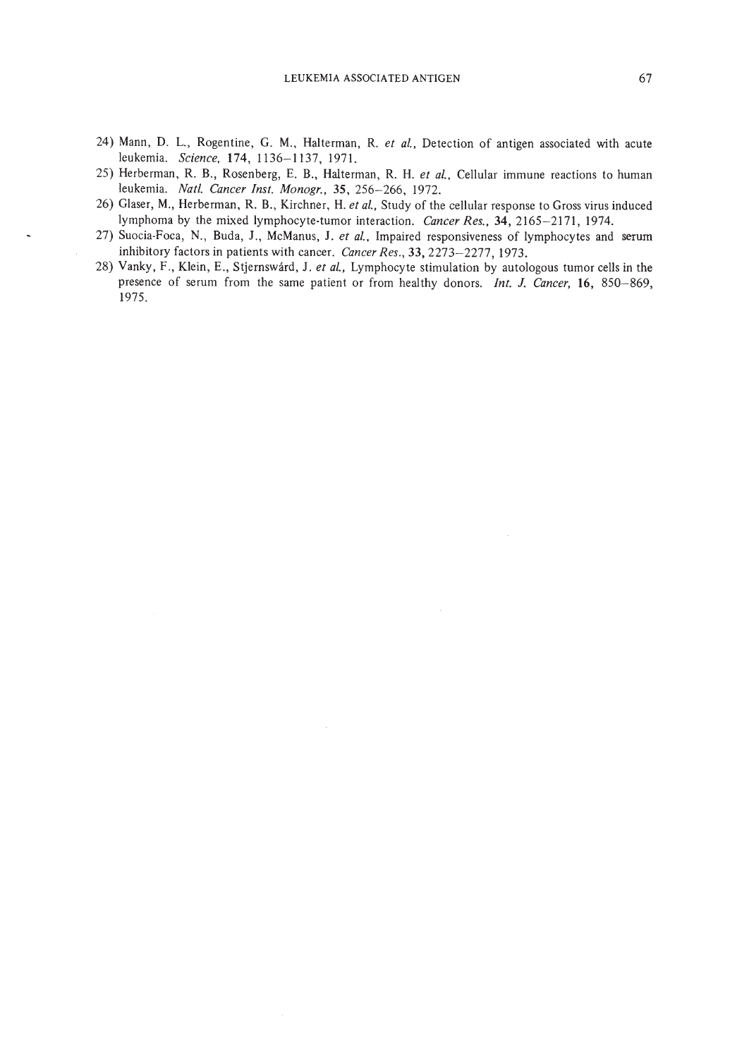24) Mann, D. L., Rogentine, G. M., Halterman, R. *et al.*, Detection of antigen associated with acute leukemia. *Science*, **174**, 1136–1137, 1971.
25) Herberman, R. B., Rosenberg, E. B., Halterman, R. H. *et al.*, Cellular immune reactions to human leukemia. *Natl. Cancer Inst. Monogr.*, **35**, 256–266, 1972.
26) Glaser, M., Herberman, R. B., Kirchner, H. *et al.*, Study of the cellular response to Gross virus induced lymphoma by the mixed lymphocyte-tumor interaction. *Cancer Res.*, **34**, 2165–2171, 1974.
27) Suocia-Foca, N., Buda, J., McManus, J. *et al.*, Impaired responsiveness of lymphocytes and serum inhibitory factors in patients with cancer. *Cancer Res.*, **33**, 2273–2277, 1973.
28) Vanky, F., Klein, E., Stjernswärd, J. *et al.*, Lymphocyte stimulation by autologous tumor cells in the presence of serum from the same patient or from healthy donors. *Int. J. Cancer*, **16**, 850–869, 1975.